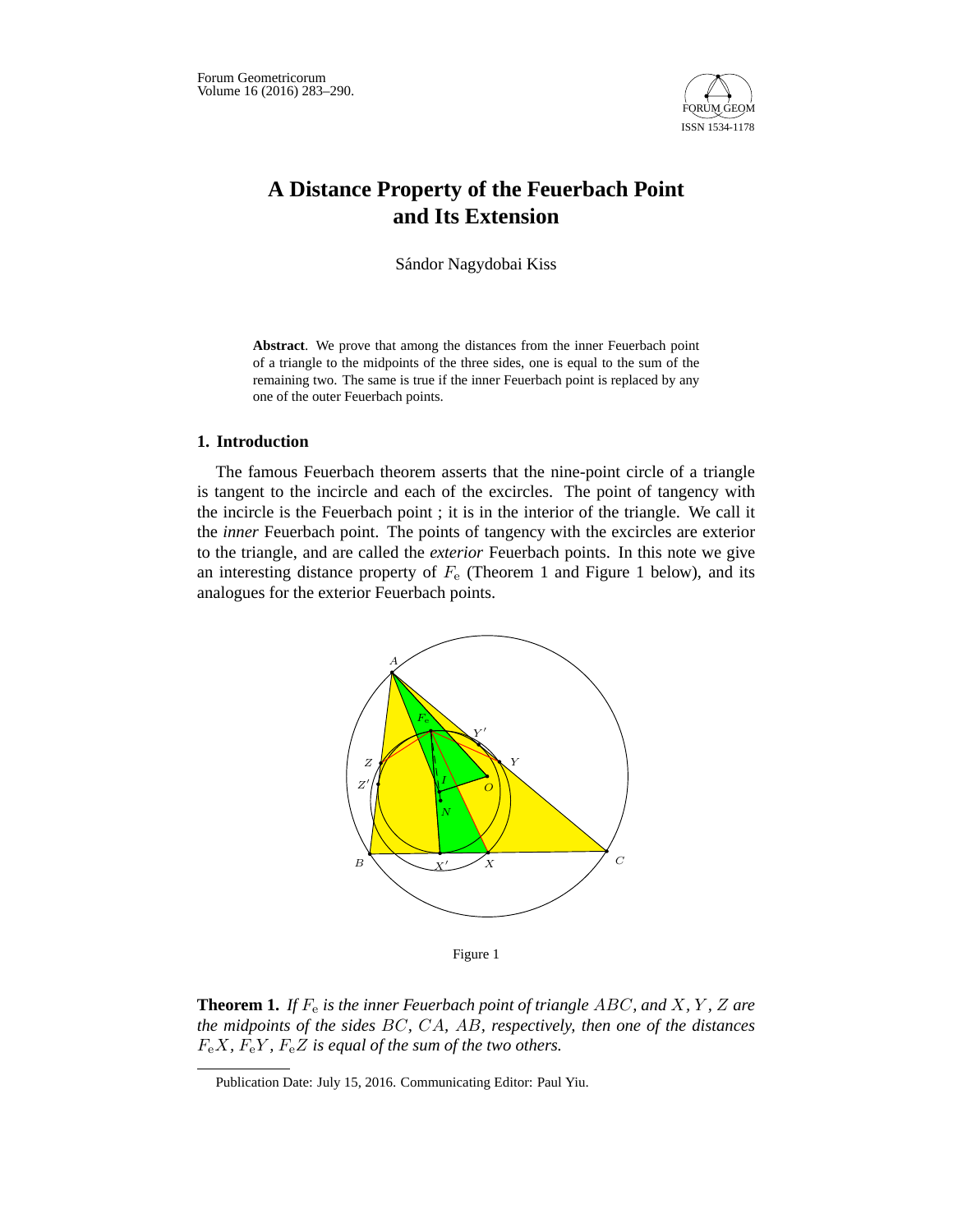# A Distance Property of the Feuerbach Point and Its Extension

Sándor Nagydobai Kiss

**Abstract**. We prove that among the distances from the inner Feuerbach point of a triangle to the midpoints of the three sides, one is equal to the sum of the remaining two. The same is true if the inner Feuerbach point is replaced by any one of the outer Feuerbach points.

## 1. Introduction

The famous Feuerbach theorem asserts that the nine-point circle of a triangle is tangent to the incircle and each of the excircles. The point of tangency with the incircle is the Feuerbach point ; it is in the interior of the triangle. We call it the *inner* Feuerbach point. The points of tangency with the excircles are exterior to the triangle, and are called the *exterior* Feuerbach points. In this note we give an interesting distance property of $F_e$ (Theorem 1 and Figure 1 below), and its analogues for the exterior Feuerbach points.

Figure 1

**Theorem 1.** *If $F_e$ is the inner Feuerbach point of triangle $ABC$, and $X$, $Y$, $Z$ are the midpoints of the sides $BC$, $CA$, $AB$, respectively, then one of the distances $F_eX$, $F_eY$, $F_eZ$ is equal of the sum of the two others.*

Publication Date: July 15, 2016. Communicating Editor: Paul Yiu.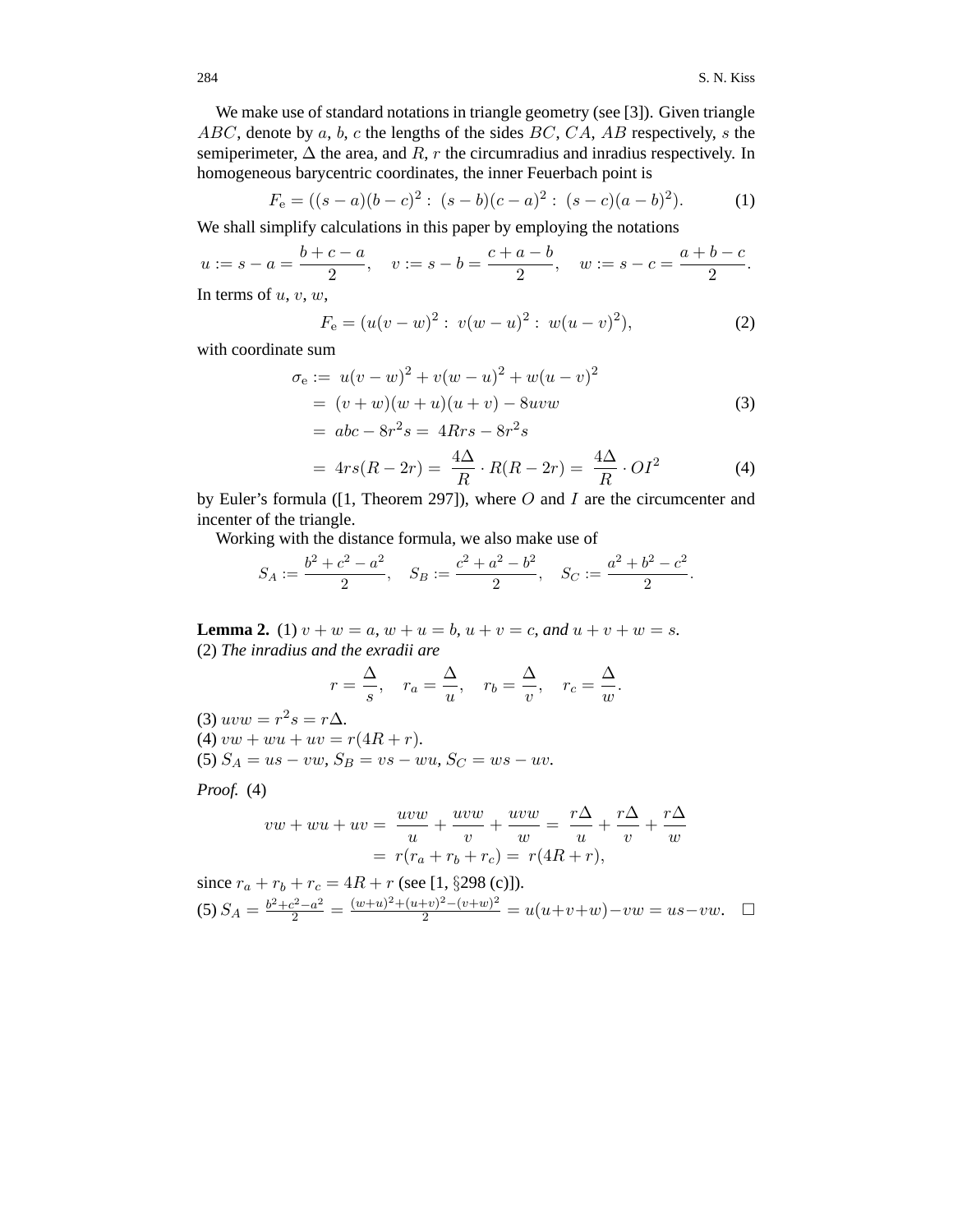We make use of standard notations in triangle geometry (see [3]). Given triangle $ABC$, denote by $a$, $b$, $c$ the lengths of the sides $BC$, $CA$, $AB$ respectively, $s$ the semiperimeter, $\Delta$ the area, and $R$, $r$ the circumradius and inradius respectively. In homogeneous barycentric coordinates, the inner Feuerbach point is

$$F_{\mathrm{e}} = ((s-a)(b-c)^2 : (s-b)(c-a)^2 : (s-c)(a-b)^2). \tag{1}$$

We shall simplify calculations in this paper by employing the notations

$$u := s-a = \frac{b+c-a}{2}, \quad v := s-b = \frac{c+a-b}{2}, \quad w := s-c = \frac{a+b-c}{2}.$$

In terms of $u$, $v$, $w$,

$$F_{\mathrm{e}} = (u(v-w)^2 : v(w-u)^2 : w(u-v)^2), \tag{2}$$

with coordinate sum

$$\begin{aligned}
\sigma_{\mathrm{e}} :=&\ u(v-w)^2 + v(w-u)^2 + w(u-v)^2 \\
=&\ (v+w)(w+u)(u+v) - 8uvw \qquad\qquad (3)\\
=&\ abc - 8r^2 s = 4Rrs - 8r^2 s \\
=&\ 4rs(R-2r) = \frac{4\Delta}{R} \cdot R(R-2r) = \frac{4\Delta}{R} \cdot OI^2 \qquad\qquad (4)
\end{aligned}$$

by Euler's formula ([1, Theorem 297]), where $O$ and $I$ are the circumcenter and incenter of the triangle.

Working with the distance formula, we also make use of

$$S_A := \frac{b^2+c^2-a^2}{2}, \quad S_B := \frac{c^2+a^2-b^2}{2}, \quad S_C := \frac{a^2+b^2-c^2}{2}.$$

**Lemma 2.** (1) $v+w=a$, $w+u=b$, $u+v=c$, *and* $u+v+w=s$.
(2) *The inradius and the exradii are*

$$r = \frac{\Delta}{s}, \quad r_a = \frac{\Delta}{u}, \quad r_b = \frac{\Delta}{v}, \quad r_c = \frac{\Delta}{w}.$$

(3) $uvw = r^2 s = r\Delta$.
(4) $vw + wu + uv = r(4R+r)$.
(5) $S_A = us - vw$, $S_B = vs - wu$, $S_C = ws - uv$.

*Proof.* (4)

$$\begin{aligned}
vw + wu + uv =&\ \frac{uvw}{u} + \frac{uvw}{v} + \frac{uvw}{w} = \frac{r\Delta}{u} + \frac{r\Delta}{v} + \frac{r\Delta}{w} \\
=&\ r(r_a + r_b + r_c) = r(4R+r),
\end{aligned}$$

since $r_a + r_b + r_c = 4R + r$ (see [1, §298 (c)]).
(5) $S_A = \frac{b^2+c^2-a^2}{2} = \frac{(w+u)^2+(u+v)^2-(v+w)^2}{2} = u(u+v+w) - vw = us - vw.$ □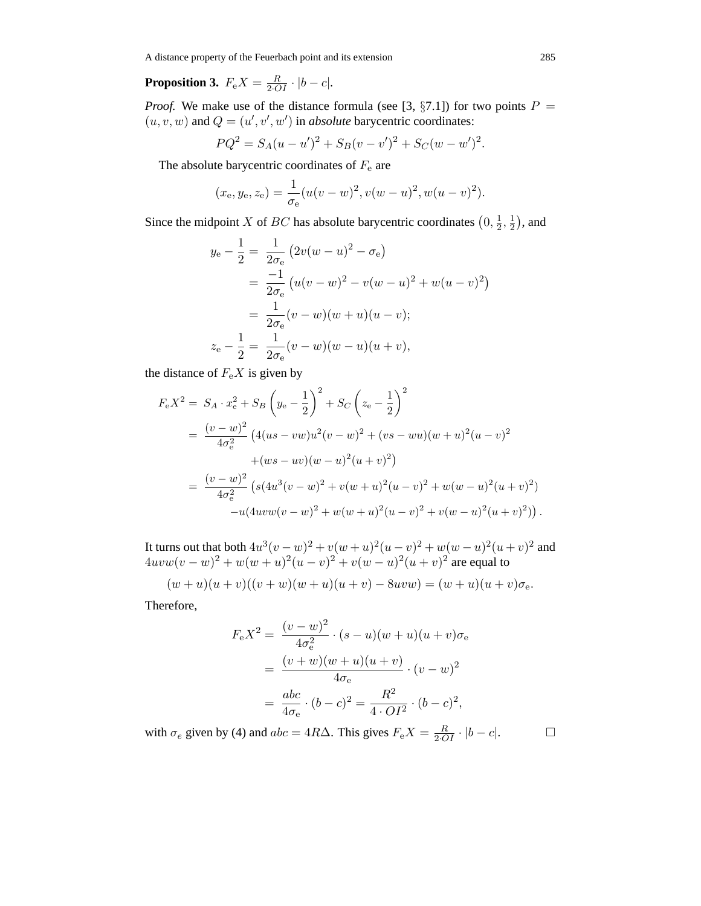**Proposition 3.** $F_\mathrm{e}X = \frac{R}{2\cdot OI}\cdot|b-c|$.

*Proof.* We make use of the distance formula (see [3, §7.1]) for two points $P = (u,v,w)$ and $Q = (u',v',w')$ in *absolute* barycentric coordinates:

$$PQ^2 = S_A(u-u')^2 + S_B(v-v')^2 + S_C(w-w')^2.$$

The absolute barycentric coordinates of $F_\mathrm{e}$ are

$$(x_\mathrm{e}, y_\mathrm{e}, z_\mathrm{e}) = \frac{1}{\sigma_\mathrm{e}}(u(v-w)^2, v(w-u)^2, w(u-v)^2).$$

Since the midpoint $X$ of $BC$ has absolute barycentric coordinates $\left(0,\frac{1}{2},\frac{1}{2}\right)$, and

$$\begin{aligned}
y_\mathrm{e} - \frac{1}{2} =& \ \frac{1}{2\sigma_\mathrm{e}}\left(2v(w-u)^2 - \sigma_\mathrm{e}\right)\\
=& \ \frac{-1}{2\sigma_\mathrm{e}}\left(u(v-w)^2 - v(w-u)^2 + w(u-v)^2\right)\\
=& \ \frac{1}{2\sigma_\mathrm{e}}(v-w)(w+u)(u-v);\\
z_\mathrm{e} - \frac{1}{2} =& \ \frac{1}{2\sigma_\mathrm{e}}(v-w)(w-u)(u+v),
\end{aligned}$$

the distance of $F_\mathrm{e}X$ is given by

$$\begin{aligned}
F_\mathrm{e}X^2 =& \ S_A\cdot x_\mathrm{e}^2 + S_B\left(y_\mathrm{e}-\frac{1}{2}\right)^2 + S_C\left(z_\mathrm{e}-\frac{1}{2}\right)^2\\
=& \ \frac{(v-w)^2}{4\sigma_\mathrm{e}^2}\big(4(us-vw)u^2(v-w)^2 + (vs-wu)(w+u)^2(u-v)^2\\
& \qquad +(ws-uv)(w-u)^2(u+v)^2\big)\\
=& \ \frac{(v-w)^2}{4\sigma_\mathrm{e}^2}\big(s(4u^3(v-w)^2 + v(w+u)^2(u-v)^2 + w(w-u)^2(u+v)^2)\\
& \qquad -u(4uvw(v-w)^2 + w(w+u)^2(u-v)^2 + v(w-u)^2(u+v)^2)\big).
\end{aligned}$$

It turns out that both $4u^3(v-w)^2 + v(w+u)^2(u-v)^2 + w(w-u)^2(u+v)^2$ and $4uvw(v-w)^2 + w(w+u)^2(u-v)^2 + v(w-u)^2(u+v)^2$ are equal to

$$(w+u)(u+v)((v+w)(w+u)(u+v) - 8uvw) = (w+u)(u+v)\sigma_\mathrm{e}.$$

Therefore,

$$\begin{aligned}
F_\mathrm{e}X^2 =& \ \frac{(v-w)^2}{4\sigma_\mathrm{e}^2}\cdot(s-u)(w+u)(u+v)\sigma_\mathrm{e}\\
=& \ \frac{(v+w)(w+u)(u+v)}{4\sigma_\mathrm{e}}\cdot(v-w)^2\\
=& \ \frac{abc}{4\sigma_\mathrm{e}}\cdot(b-c)^2 = \frac{R^2}{4\cdot OI^2}\cdot(b-c)^2,
\end{aligned}$$

with $\sigma_e$ given by (4) and $abc = 4R\Delta$. This gives $F_\mathrm{e}X = \frac{R}{2\cdot OI}\cdot|b-c|$. $\square$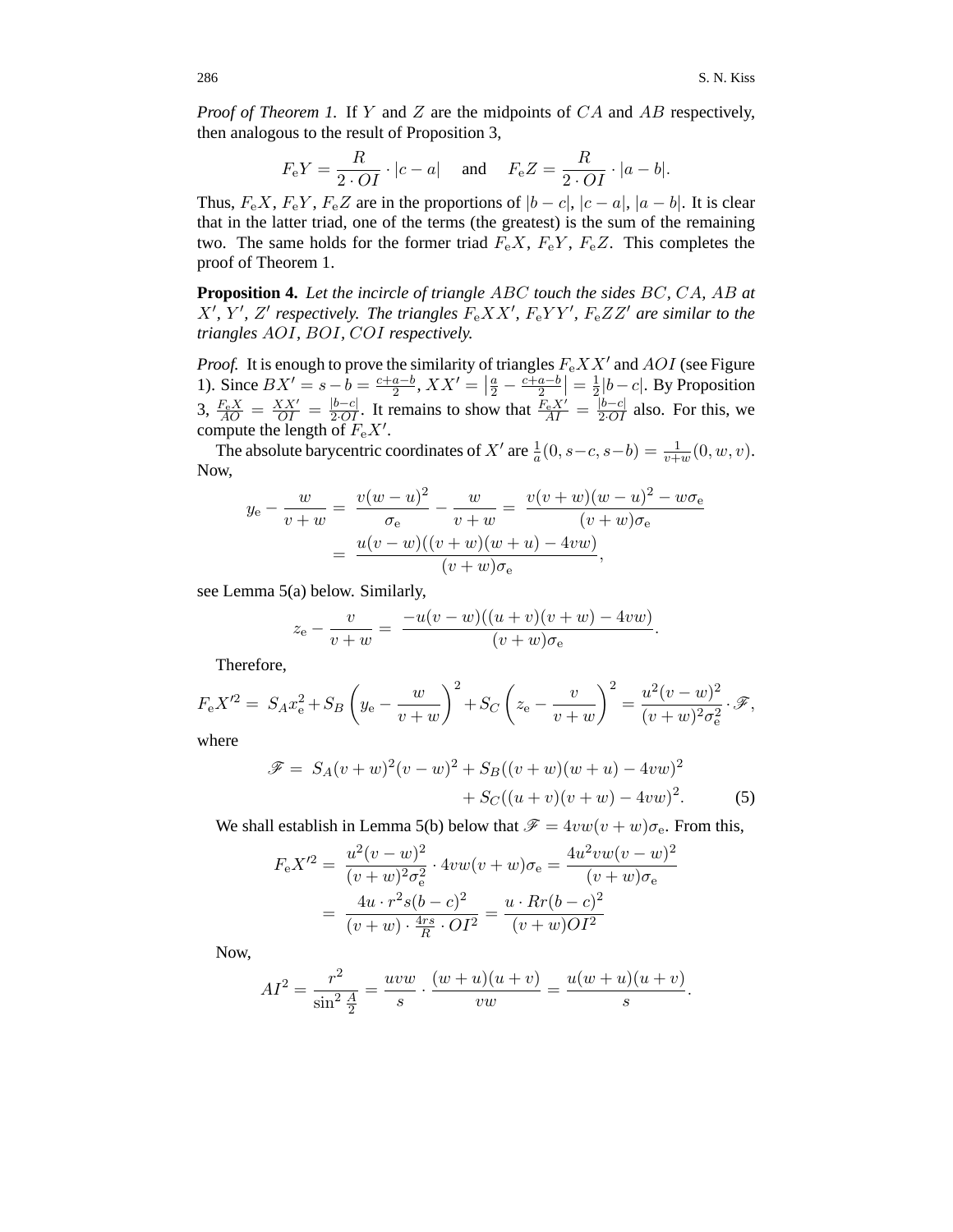*Proof of Theorem 1.* If $Y$ and $Z$ are the midpoints of $CA$ and $AB$ respectively, then analogous to the result of Proposition 3,

$$F_{\rm e}Y = \frac{R}{2 \cdot OI} \cdot |c-a| \quad \text{and} \quad F_{\rm e}Z = \frac{R}{2 \cdot OI} \cdot |a-b|.$$

Thus, $F_{\rm e}X$, $F_{\rm e}Y$, $F_{\rm e}Z$ are in the proportions of $|b-c|$, $|c-a|$, $|a-b|$. It is clear that in the latter triad, one of the terms (the greatest) is the sum of the remaining two. The same holds for the former triad $F_{\rm e}X$, $F_{\rm e}Y$, $F_{\rm e}Z$. This completes the proof of Theorem 1.

**Proposition 4.** *Let the incircle of triangle $ABC$ touch the sides $BC$, $CA$, $AB$ at $X'$, $Y'$, $Z'$ respectively. The triangles $F_{\rm e}XX'$, $F_{\rm e}YY'$, $F_{\rm e}ZZ'$ are similar to the triangles $AOI$, $BOI$, $COI$ respectively.*

*Proof.* It is enough to prove the similarity of triangles $F_{\rm e}XX'$ and $AOI$ (see Figure 1). Since $BX' = s-b = \frac{c+a-b}{2}$, $XX' = \left|\frac{a}{2} - \frac{c+a-b}{2}\right| = \frac{1}{2}|b-c|$. By Proposition 3, $\frac{F_{\rm e}X}{AO} = \frac{XX'}{OI} = \frac{|b-c|}{2 \cdot OI}$. It remains to show that $\frac{F_{\rm e}X'}{AI} = \frac{|b-c|}{2 \cdot OI}$ also. For this, we compute the length of $F_{\rm e}X'$.

The absolute barycentric coordinates of $X'$ are $\frac{1}{a}(0, s-c, s-b) = \frac{1}{v+w}(0, w, v)$. Now,

$$\begin{aligned} y_{\rm e} - \frac{w}{v+w} &= \frac{v(w-u)^2}{\sigma_{\rm e}} - \frac{w}{v+w} = \frac{v(v+w)(w-u)^2 - w\sigma_{\rm e}}{(v+w)\sigma_{\rm e}} \\ &= \frac{u(v-w)((v+w)(w+u) - 4vw)}{(v+w)\sigma_{\rm e}}, \end{aligned}$$

see Lemma 5(a) below. Similarly,

$$z_{\rm e} - \frac{v}{v+w} = \frac{-u(v-w)((u+v)(v+w) - 4vw)}{(v+w)\sigma_{\rm e}}.$$

Therefore,

$$F_{\rm e}X'^2 = S_A x_{\rm e}^2 + S_B\left(y_{\rm e} - \frac{w}{v+w}\right)^2 + S_C\left(z_{\rm e} - \frac{v}{v+w}\right)^2 = \frac{u^2(v-w)^2}{(v+w)^2\sigma_{\rm e}^2} \cdot \mathscr{F},$$

where

$$\begin{aligned} \mathscr{F} = \; & S_A(v+w)^2(v-w)^2 + S_B((v+w)(w+u) - 4vw)^2 \\ & + S_C((u+v)(v+w) - 4vw)^2. \end{aligned} \tag{5}$$

We shall establish in Lemma 5(b) below that $\mathscr{F} = 4vw(v+w)\sigma_{\rm e}$. From this,

$$\begin{aligned} F_{\rm e}X'^2 &= \frac{u^2(v-w)^2}{(v+w)^2\sigma_{\rm e}^2} \cdot 4vw(v+w)\sigma_{\rm e} = \frac{4u^2vw(v-w)^2}{(v+w)\sigma_{\rm e}} \\ &= \frac{4u \cdot r^2 s(b-c)^2}{(v+w) \cdot \frac{4rs}{R} \cdot OI^2} = \frac{u \cdot Rr(b-c)^2}{(v+w)OI^2} \end{aligned}$$

Now,

$$AI^2 = \frac{r^2}{\sin^2 \frac{A}{2}} = \frac{uvw}{s} \cdot \frac{(w+u)(u+v)}{vw} = \frac{u(w+u)(u+v)}{s}.$$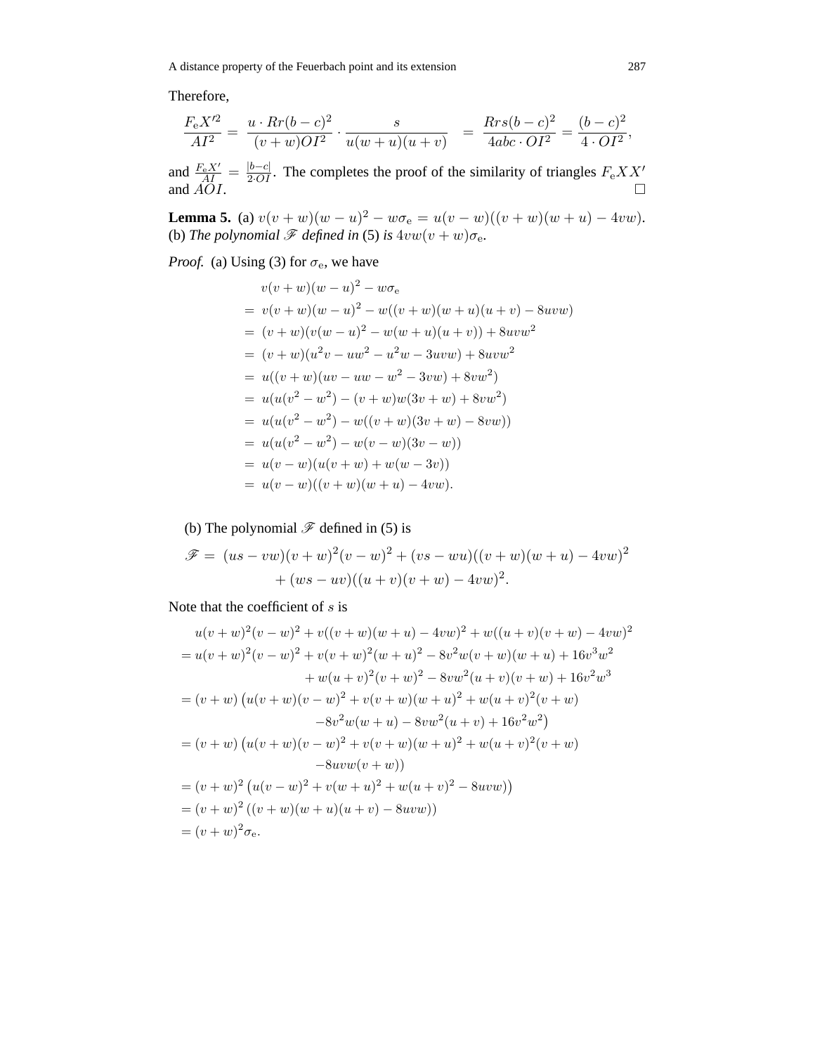Therefore,

$$\frac{F_\mathrm{e}X'^2}{AI^2} = \frac{u \cdot Rr(b-c)^2}{(v+w)OI^2} \cdot \frac{s}{u(w+u)(u+v)} \quad = \frac{Rrs(b-c)^2}{4abc \cdot OI^2} = \frac{(b-c)^2}{4 \cdot OI^2},$$

and $\frac{F_\mathrm{e}X'}{AI} = \frac{|b-c|}{2 \cdot OI}$. The completes the proof of the similarity of triangles $F_\mathrm{e}XX'$ and $AOI$. $\square$

**Lemma 5.** (a) $v(v+w)(w-u)^2 - w\sigma_\mathrm{e} = u(v-w)((v+w)(w+u)-4vw)$.
(b) *The polynomial* $\mathscr{F}$ *defined in* (5) *is* $4vw(v+w)\sigma_\mathrm{e}$.

*Proof.* (a) Using (3) for $\sigma_\mathrm{e}$, we have

$$\begin{aligned}
& v(v+w)(w-u)^2 - w\sigma_\mathrm{e} \\
=\ & v(v+w)(w-u)^2 - w((v+w)(w+u)(u+v) - 8uvw) \\
=\ & (v+w)(v(w-u)^2 - w(w+u)(u+v)) + 8uvw^2 \\
=\ & (v+w)(u^2v - uw^2 - u^2w - 3uvw) + 8uvw^2 \\
=\ & u((v+w)(uv - uw - w^2 - 3vw) + 8vw^2) \\
=\ & u(u(v^2-w^2) - (v+w)w(3v+w) + 8vw^2) \\
=\ & u(u(v^2-w^2) - w((v+w)(3v+w) - 8vw)) \\
=\ & u(u(v^2-w^2) - w(v-w)(3v-w)) \\
=\ & u(v-w)(u(v+w) + w(w-3v)) \\
=\ & u(v-w)((v+w)(w+u) - 4vw).
\end{aligned}$$

(b) The polynomial $\mathscr{F}$ defined in (5) is

$$\begin{aligned}
\mathscr{F} =\ & (us - vw)(v+w)^2(v-w)^2 + (vs - wu)((v+w)(w+u) - 4vw)^2 \\
& + (ws - uv)((u+v)(v+w) - 4vw)^2.
\end{aligned}$$

Note that the coefficient of $s$ is

$$\begin{aligned}
& u(v+w)^2(v-w)^2 + v((v+w)(w+u) - 4vw)^2 + w((u+v)(v+w) - 4vw)^2 \\
=\ & u(v+w)^2(v-w)^2 + v(v+w)^2(w+u)^2 - 8v^2w(v+w)(w+u) + 16v^3w^2 \\
& \qquad + w(u+v)^2(v+w)^2 - 8vw^2(u+v)(v+w) + 16v^2w^3 \\
=\ & (v+w)\left(u(v+w)(v-w)^2 + v(v+w)(w+u)^2 + w(u+v)^2(v+w)\right. \\
& \qquad \left. -8v^2w(w+u) - 8vw^2(u+v) + 16v^2w^2\right) \\
=\ & (v+w)\left(u(v+w)(v-w)^2 + v(v+w)(w+u)^2 + w(u+v)^2(v+w)\right. \\
& \qquad \left. -8uvw(v+w)\right) \\
=\ & (v+w)^2\left(u(v-w)^2 + v(w+u)^2 + w(u+v)^2 - 8uvw\right) \\
=\ & (v+w)^2\left((v+w)(w+u)(u+v) - 8uvw\right) \\
=\ & (v+w)^2\sigma_\mathrm{e}.
\end{aligned}$$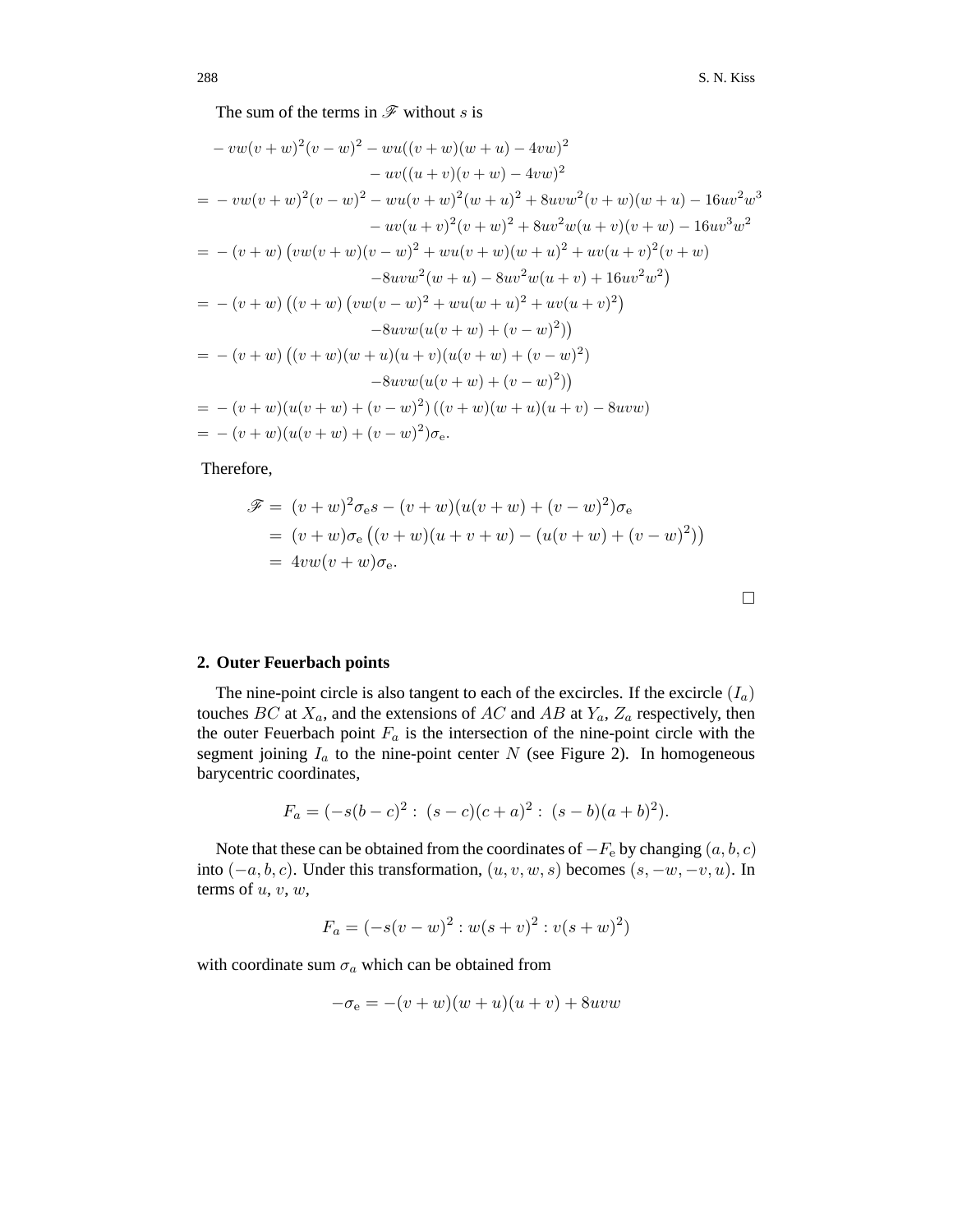The sum of the terms in $\mathscr{F}$ without $s$ is

$$
\begin{aligned}
&-vw(v+w)^2(v-w)^2 - wu((v+w)(w+u)-4vw)^2 \\
&\qquad\qquad\qquad - uv((u+v)(v+w)-4vw)^2 \\
=&\ -vw(v+w)^2(v-w)^2 - wu(v+w)^2(w+u)^2 + 8uvw^2(v+w)(w+u) - 16uv^2w^3 \\
&\qquad\qquad\qquad - uv(u+v)^2(v+w)^2 + 8uv^2w(u+v)(v+w) - 16uv^3w^2 \\
=&\ -(v+w)\left(vw(v+w)(v-w)^2 + wu(v+w)(w+u)^2 + uv(u+v)^2(v+w)\right. \\
&\qquad\qquad\qquad \left. -8uvw^2(w+u) - 8uv^2w(u+v) + 16uv^2w^2\right) \\
=&\ -(v+w)\left((v+w)\left(vw(v-w)^2 + wu(w+u)^2 + uv(u+v)^2\right)\right. \\
&\qquad\qquad\qquad \left. -8uvw(u(v+w)+(v-w)^2)\right) \\
=&\ -(v+w)\left((v+w)(w+u)(u+v)(u(v+w)+(v-w)^2)\right. \\
&\qquad\qquad\qquad \left. -8uvw(u(v+w)+(v-w)^2)\right) \\
=&\ -(v+w)(u(v+w)+(v-w)^2)\left((v+w)(w+u)(u+v)-8uvw\right) \\
=&\ -(v+w)(u(v+w)+(v-w)^2)\sigma_{\mathrm{e}}.
\end{aligned}
$$

Therefore,

$$
\begin{aligned}
\mathscr{F} =&\ (v+w)^2\sigma_{\mathrm{e}}s - (v+w)(u(v+w)+(v-w)^2)\sigma_{\mathrm{e}} \\
=&\ (v+w)\sigma_{\mathrm{e}}\left((v+w)(u+v+w) - (u(v+w)+(v-w)^2)\right) \\
=&\ 4vw(v+w)\sigma_{\mathrm{e}}.
\end{aligned}
$$

□

## 2. Outer Feuerbach points

The nine-point circle is also tangent to each of the excircles. If the excircle $(I_a)$ touches $BC$ at $X_a$, and the extensions of $AC$ and $AB$ at $Y_a$, $Z_a$ respectively, then the outer Feuerbach point $F_a$ is the intersection of the nine-point circle with the segment joining $I_a$ to the nine-point center $N$ (see Figure 2). In homogeneous barycentric coordinates,

$$F_a = (-s(b-c)^2 : \ (s-c)(c+a)^2 : \ (s-b)(a+b)^2).$$

Note that these can be obtained from the coordinates of $-F_{\mathrm{e}}$ by changing $(a, b, c)$ into $(-a, b, c)$. Under this transformation, $(u, v, w, s)$ becomes $(s, -w, -v, u)$. In terms of $u$, $v$, $w$,

$$F_a = (-s(v-w)^2 : w(s+v)^2 : v(s+w)^2)$$

with coordinate sum $\sigma_a$ which can be obtained from

$$-\sigma_{\mathrm{e}} = -(v+w)(w+u)(u+v) + 8uvw$$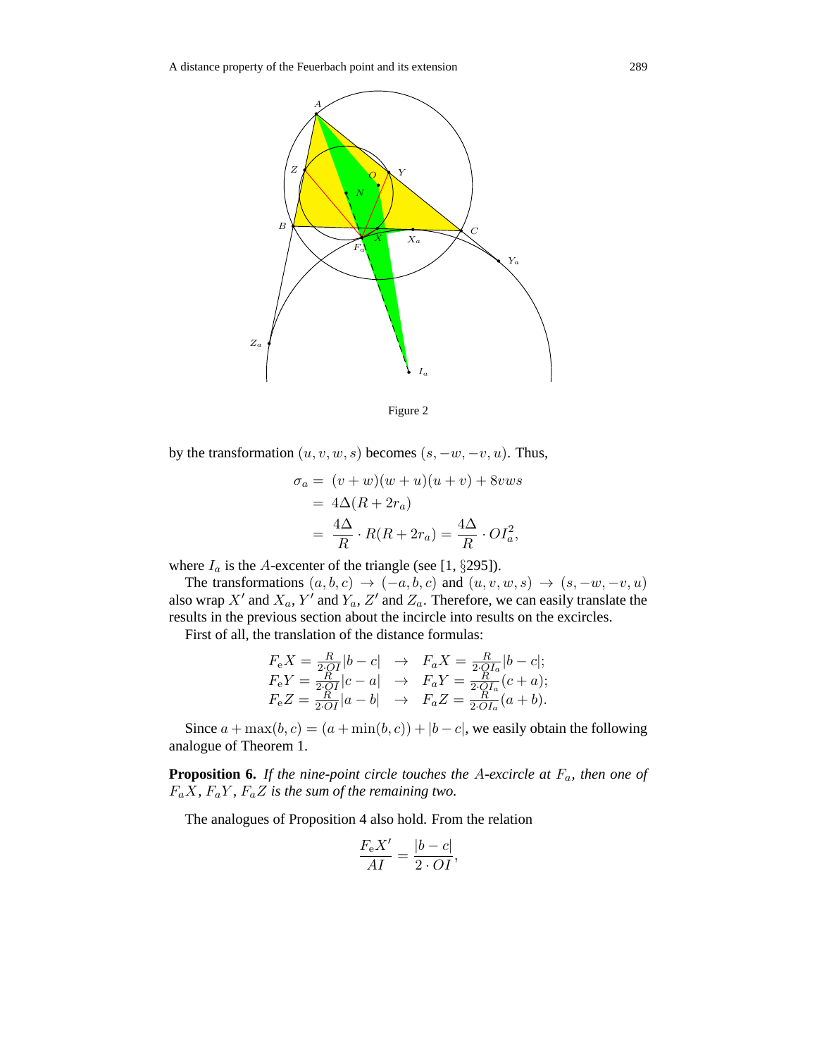Figure 2

by the transformation $(u, v, w, s)$ becomes $(s, -w, -v, u)$. Thus,

$$\begin{aligned}\sigma_a &= (v+w)(w+u)(u+v) + 8vws \\ &= 4\Delta(R + 2r_a) \\ &= \frac{4\Delta}{R} \cdot R(R+2r_a) = \frac{4\Delta}{R} \cdot OI_a^2,\end{aligned}$$

where $I_a$ is the $A$-excenter of the triangle (see [1, §295]).

The transformations $(a, b, c) \to (-a, b, c)$ and $(u, v, w, s) \to (s, -w, -v, u)$ also wrap $X'$ and $X_a$, $Y'$ and $Y_a$, $Z'$ and $Z_a$. Therefore, we can easily translate the results in the previous section about the incircle into results on the excircles.

First of all, the translation of the distance formulas:

$$\begin{array}{lcl} F_{\mathrm{e}}X = \frac{R}{2\cdot OI}|b-c| & \to & F_aX = \frac{R}{2\cdot OI_a}|b-c|; \\ F_{\mathrm{e}}Y = \frac{R}{2\cdot OI}|c-a| & \to & F_aY = \frac{R}{2\cdot OI_a}(c+a); \\ F_{\mathrm{e}}Z = \frac{R}{2\cdot OI}|a-b| & \to & F_aZ = \frac{R}{2\cdot OI_a}(a+b). \end{array}$$

Since $a + \max(b, c) = (a + \min(b, c)) + |b - c|$, we easily obtain the following analogue of Theorem 1.

**Proposition 6.** *If the nine-point circle touches the $A$-excircle at $F_a$, then one of $F_aX$, $F_aY$, $F_aZ$ is the sum of the remaining two.*

The analogues of Proposition 4 also hold. From the relation

$$\frac{F_{\mathrm{e}}X'}{AI} = \frac{|b-c|}{2\cdot OI},$$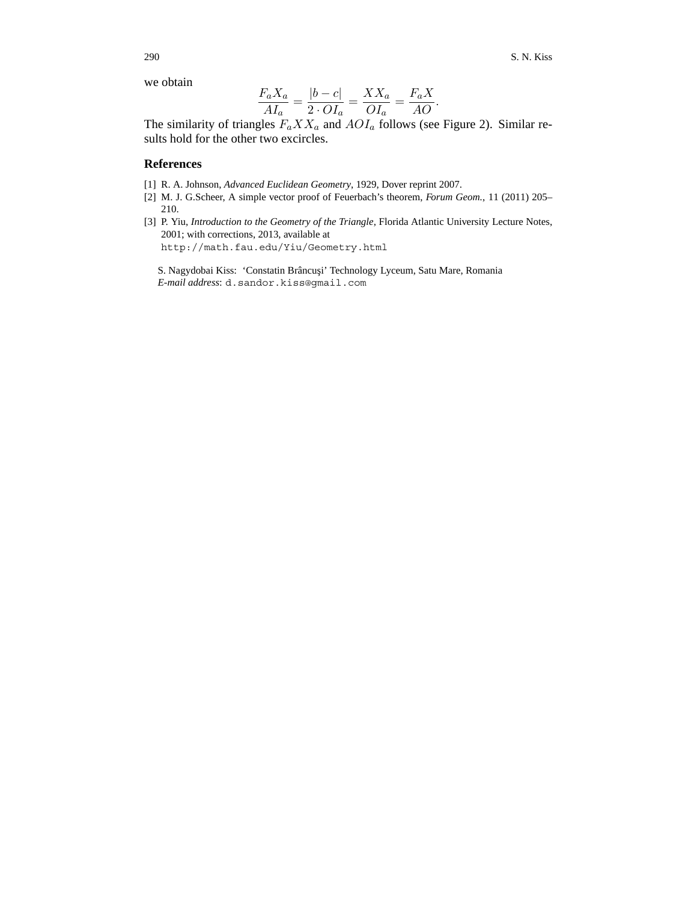we obtain

$$\frac{F_aX_a}{AI_a} = \frac{|b-c|}{2 \cdot OI_a} = \frac{XX_a}{OI_a} = \frac{F_aX}{AO}.$$

The similarity of triangles $F_aXX_a$ and $AOI_a$ follows (see Figure 2). Similar results hold for the other two excircles.

## References

[1] R. A. Johnson, *Advanced Euclidean Geometry*, 1929, Dover reprint 2007.

[2] M. J. G.Scheer, A simple vector proof of Feuerbach's theorem, *Forum Geom.*, 11 (2011) 205–210.

[3] P. Yiu, *Introduction to the Geometry of the Triangle*, Florida Atlantic University Lecture Notes, 2001; with corrections, 2013, available at
http://math.fau.edu/Yiu/Geometry.html

S. Nagydobai Kiss: 'Constatin Brâncuşi' Technology Lyceum, Satu Mare, Romania
*E-mail address*: d.sandor.kiss@gmail.com